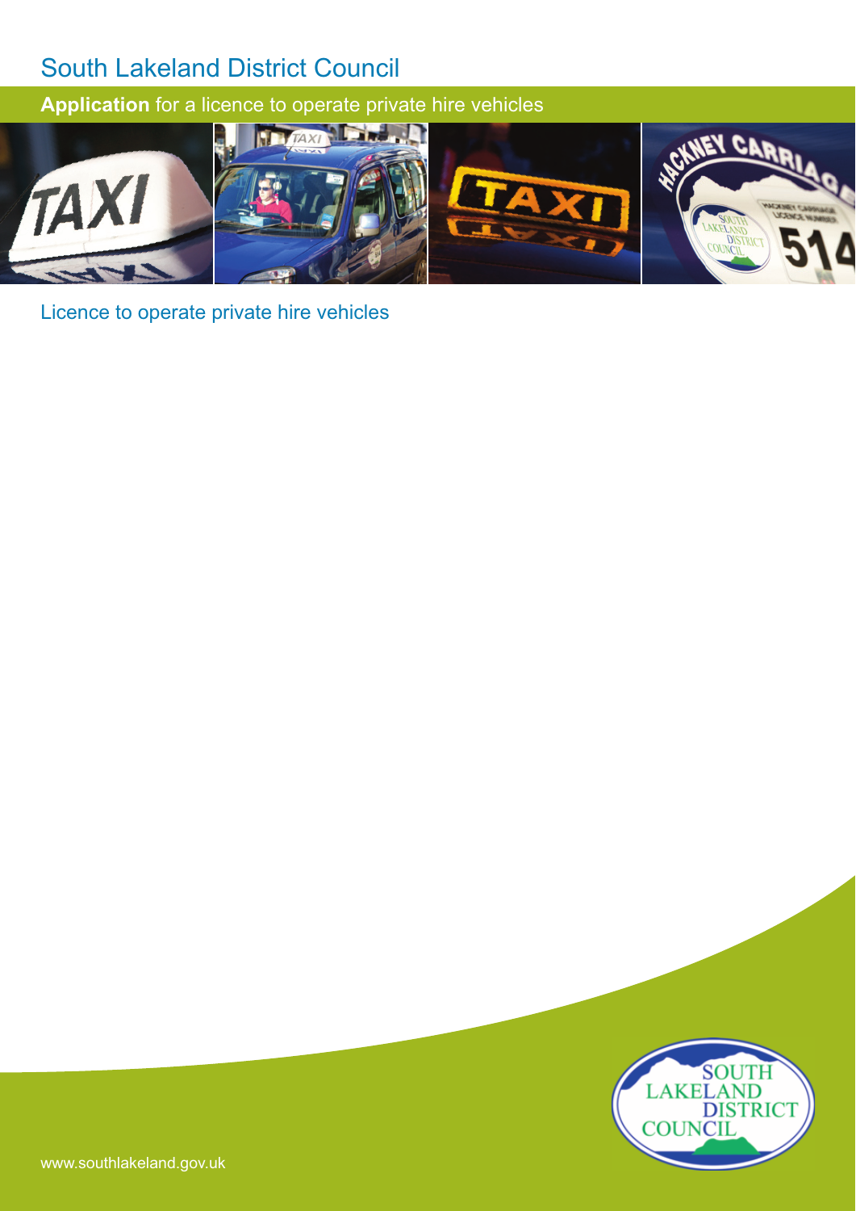# South Lakeland District Council

## **Application** for a licence to operate private hire vehicles

Licence to operate private hire vehicles

www.southlakeland.gov.uk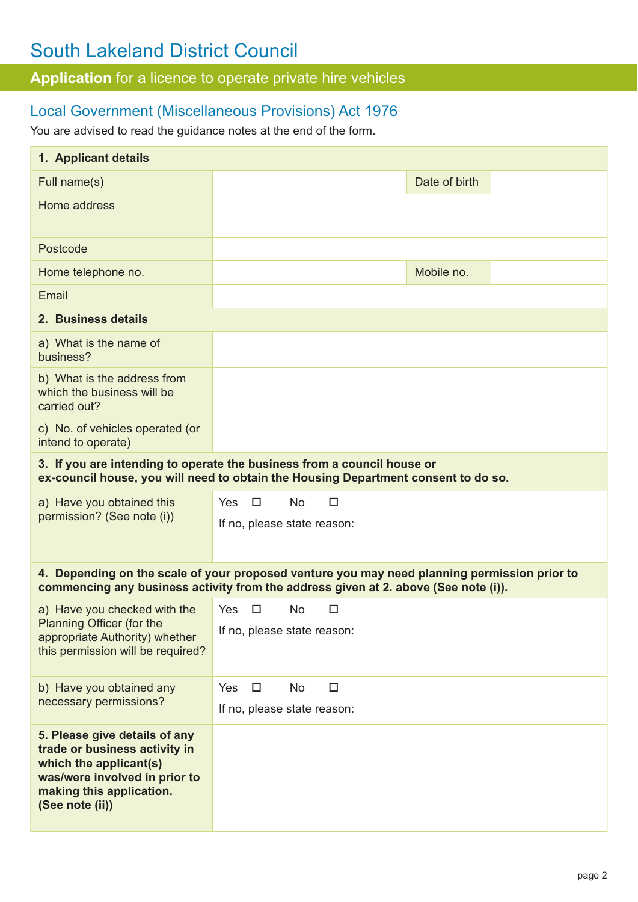# South Lakeland District Council

## **Application** for a licence to operate private hire vehicles

### Local Government (Miscellaneous Provisions) Act 1976

You are advised to read the guidance notes at the end of the form.

| **1. Applicant details** | | | |
|---|---|---|---|
| Full name(s) | | Date of birth | |
| Home address | | | |
| Postcode | | | |
| Home telephone no. | | Mobile no. | |
| Email | | | |
| **2. Business details** | | | |
| a) What is the name of business? | | | |
| b) What is the address from which the business will be carried out? | | | |
| c) No. of vehicles operated (or intend to operate) | | | |
| **3. If you are intending to operate the business from a council house or ex-council house, you will need to obtain the Housing Department consent to do so.** | | | |
| a) Have you obtained this permission? (See note (i)) | Yes ☐ No ☐<br>If no, please state reason: | | |
| **4. Depending on the scale of your proposed venture you may need planning permission prior to commencing any business activity from the address given at 2. above (See note (i)).** | | | |
| a) Have you checked with the Planning Officer (for the appropriate Authority) whether this permission will be required? | Yes ☐ No ☐<br>If no, please state reason: | | |
| b) Have you obtained any necessary permissions? | Yes ☐ No ☐<br>If no, please state reason: | | |
| **5. Please give details of any trade or business activity in which the applicant(s) was/were involved in prior to making this application. (See note (ii))** | | | |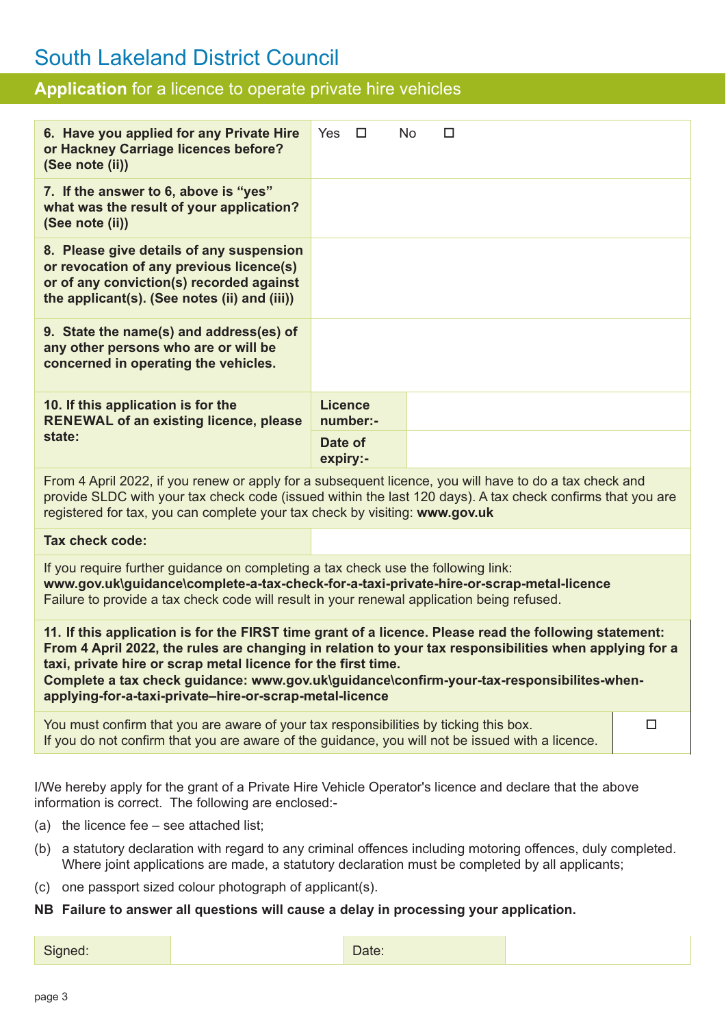# South Lakeland District Council

## **Application** for a licence to operate private hire vehicles

| | | |
|---|---|---|
| **6. Have you applied for any Private Hire or Hackney Carriage licences before? (See note (ii))** | Yes ☐ No ☐ | |
| **7. If the answer to 6, above is "yes" what was the result of your application? (See note (ii))** | | |
| **8. Please give details of any suspension or revocation of any previous licence(s) or of any conviction(s) recorded against the applicant(s). (See notes (ii) and (iii))** | | |
| **9. State the name(s) and address(es) of any other persons who are or will be concerned in operating the vehicles.** | | |
| **10. If this application is for the RENEWAL of an existing licence, please state:** | **Licence number:-** | |
| | **Date of expiry:-** | |

From 4 April 2022, if you renew or apply for a subsequent licence, you will have to do a tax check and provide SLDC with your tax check code (issued within the last 120 days). A tax check confirms that you are registered for tax, you can complete your tax check by visiting: **www.gov.uk**

| | |
|---|---|
| **Tax check code:** | |

If you require further guidance on completing a tax check use the following link:
**www.gov.uk\guidance\complete-a-tax-check-for-a-taxi-private-hire-or-scrap-metal-licence**
Failure to provide a tax check code will result in your renewal application being refused.

**11. If this application is for the FIRST time grant of a licence. Please read the following statement: From 4 April 2022, the rules are changing in relation to your tax responsibilities when applying for a taxi, private hire or scrap metal licence for the first time.**
**Complete a tax check guidance: www.gov.uk\guidance\confirm-your-tax-responsibilites-when-applying-for-a-taxi-private–hire-or-scrap-metal-licence**

| | |
|---|---|
| You must confirm that you are aware of your tax responsibilities by ticking this box. If you do not confirm that you are aware of the guidance, you will not be issued with a licence. | ☐ |

I/We hereby apply for the grant of a Private Hire Vehicle Operator's licence and declare that the above information is correct. The following are enclosed:-

(a) the licence fee – see attached list;

(b) a statutory declaration with regard to any criminal offences including motoring offences, duly completed. Where joint applications are made, a statutory declaration must be completed by all applicants;

(c) one passport sized colour photograph of applicant(s).

**NB Failure to answer all questions will cause a delay in processing your application.**

| Signed: | | Date: | |
|---|---|---|---|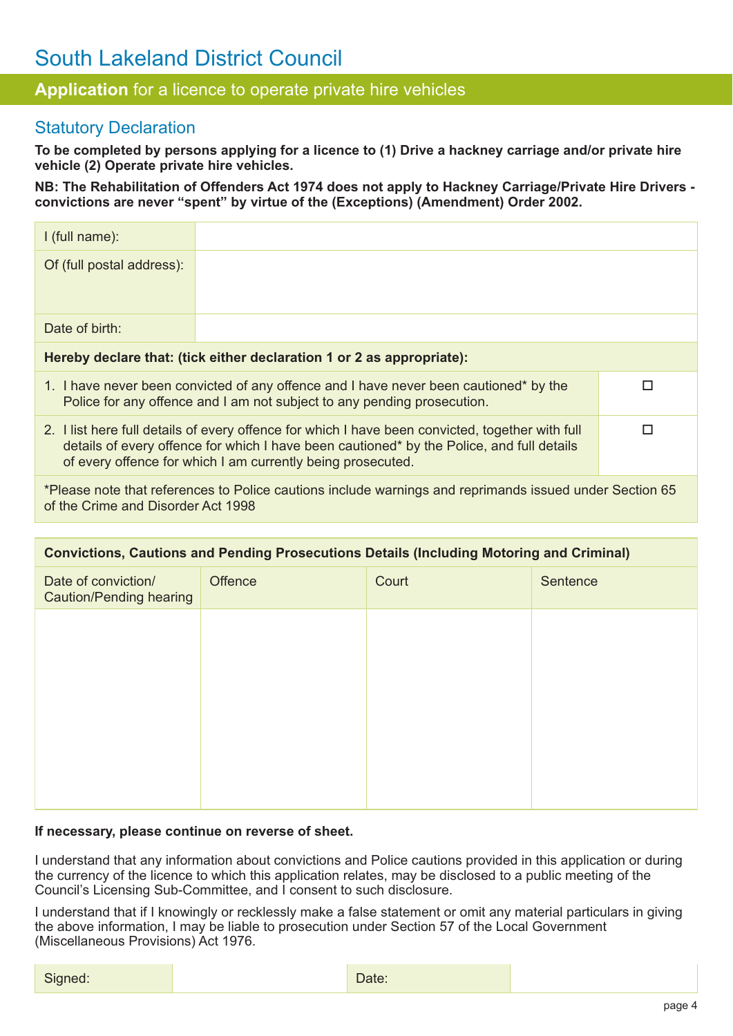# South Lakeland District Council

## **Application** for a licence to operate private hire vehicles

### Statutory Declaration

**To be completed by persons applying for a licence to (1) Drive a hackney carriage and/or private hire vehicle (2) Operate private hire vehicles.**

**NB: The Rehabilitation of Offenders Act 1974 does not apply to Hackney Carriage/Private Hire Drivers - convictions are never "spent" by virtue of the (Exceptions) (Amendment) Order 2002.**

| I (full name): | |
|---|---|
| Of (full postal address): | |
| Date of birth: | |

**Hereby declare that: (tick either declaration 1 or 2 as appropriate):**

| Declaration | Tick |
|---|---|
| 1. I have never been convicted of any offence and I have never been cautioned* by the Police for any offence and I am not subject to any pending prosecution. | ☐ |
| 2. I list here full details of every offence for which I have been convicted, together with full details of every offence for which I have been cautioned* by the Police, and full details of every offence for which I am currently being prosecuted. | ☐ |

*Please note that references to Police cautions include warnings and reprimands issued under Section 65 of the Crime and Disorder Act 1998

**Convictions, Cautions and Pending Prosecutions Details (Including Motoring and Criminal)**

| Date of conviction/ Caution/Pending hearing | Offence | Court | Sentence |
|---|---|---|---|
| | | | |

**If necessary, please continue on reverse of sheet.**

I understand that any information about convictions and Police cautions provided in this application or during the currency of the licence to which this application relates, may be disclosed to a public meeting of the Council's Licensing Sub-Committee, and I consent to such disclosure.

I understand that if I knowingly or recklessly make a false statement or omit any material particulars in giving the above information, I may be liable to prosecution under Section 57 of the Local Government (Miscellaneous Provisions) Act 1976.

| Signed: | | Date: | |
|---|---|---|---|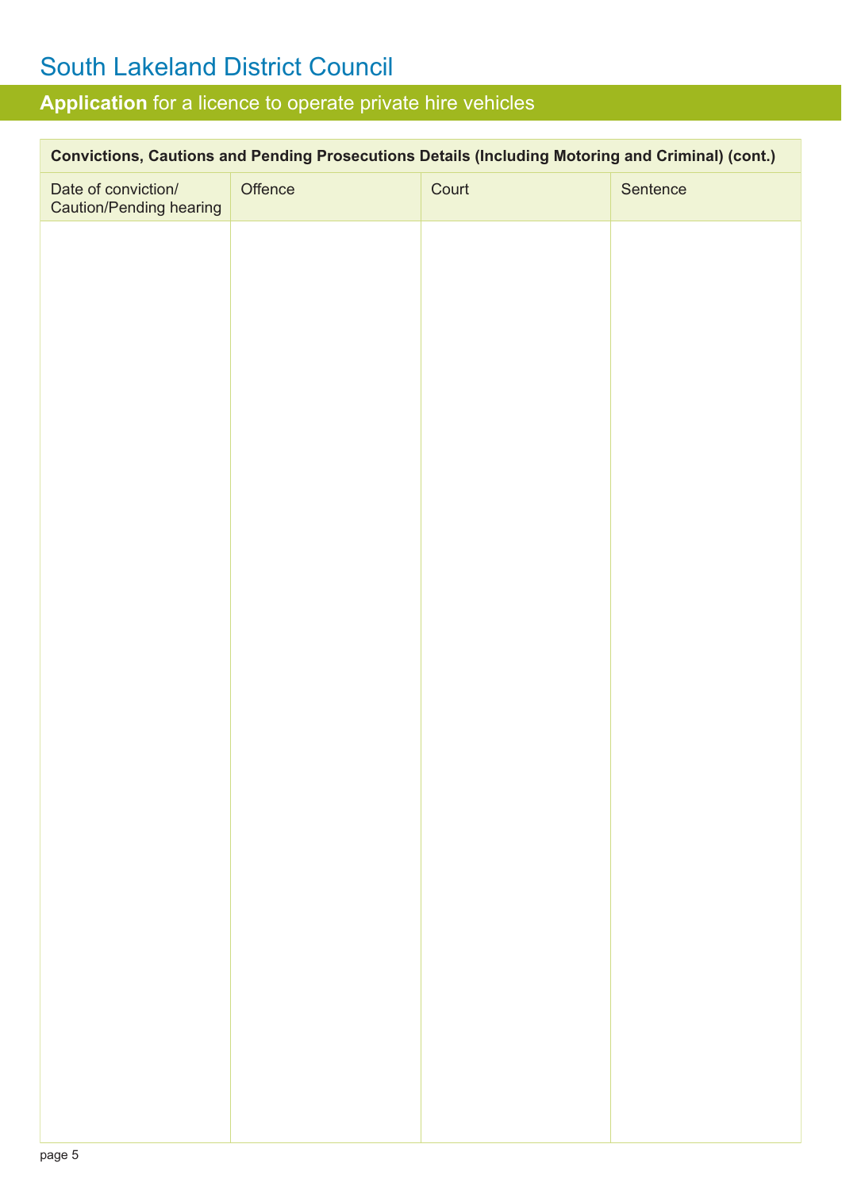# South Lakeland District Council

## **Application** for a licence to operate private hire vehicles

| **Convictions, Cautions and Pending Prosecutions Details (Including Motoring and Criminal) (cont.)** | | | |
|---|---|---|---|
| Date of conviction/ Caution/Pending hearing | Offence | Court | Sentence |
| | | | |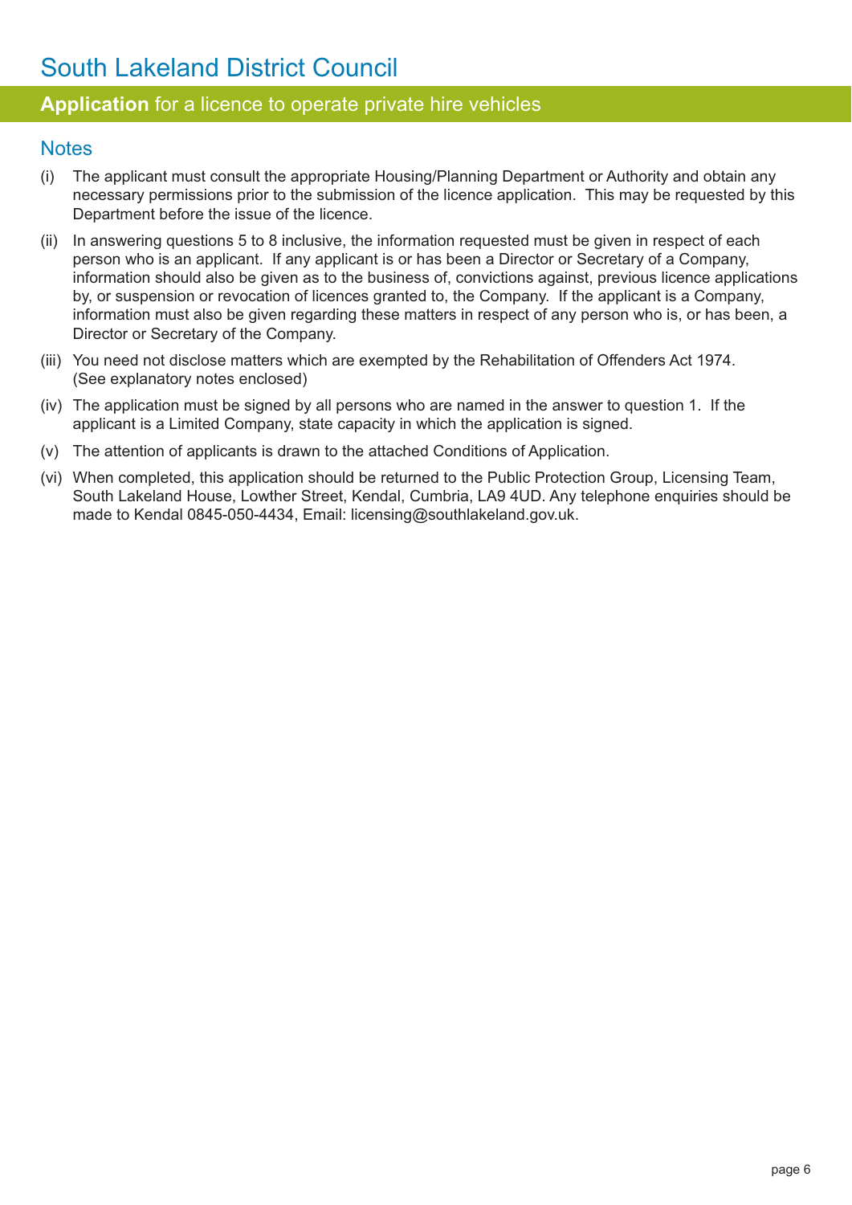# South Lakeland District Council

## **Application** for a licence to operate private hire vehicles

### Notes

(i) The applicant must consult the appropriate Housing/Planning Department or Authority and obtain any necessary permissions prior to the submission of the licence application. This may be requested by this Department before the issue of the licence.

(ii) In answering questions 5 to 8 inclusive, the information requested must be given in respect of each person who is an applicant. If any applicant is or has been a Director or Secretary of a Company, information should also be given as to the business of, convictions against, previous licence applications by, or suspension or revocation of licences granted to, the Company. If the applicant is a Company, information must also be given regarding these matters in respect of any person who is, or has been, a Director or Secretary of the Company.

(iii) You need not disclose matters which are exempted by the Rehabilitation of Offenders Act 1974. (See explanatory notes enclosed)

(iv) The application must be signed by all persons who are named in the answer to question 1. If the applicant is a Limited Company, state capacity in which the application is signed.

(v) The attention of applicants is drawn to the attached Conditions of Application.

(vi) When completed, this application should be returned to the Public Protection Group, Licensing Team, South Lakeland House, Lowther Street, Kendal, Cumbria, LA9 4UD. Any telephone enquiries should be made to Kendal 0845-050-4434, Email: licensing@southlakeland.gov.uk.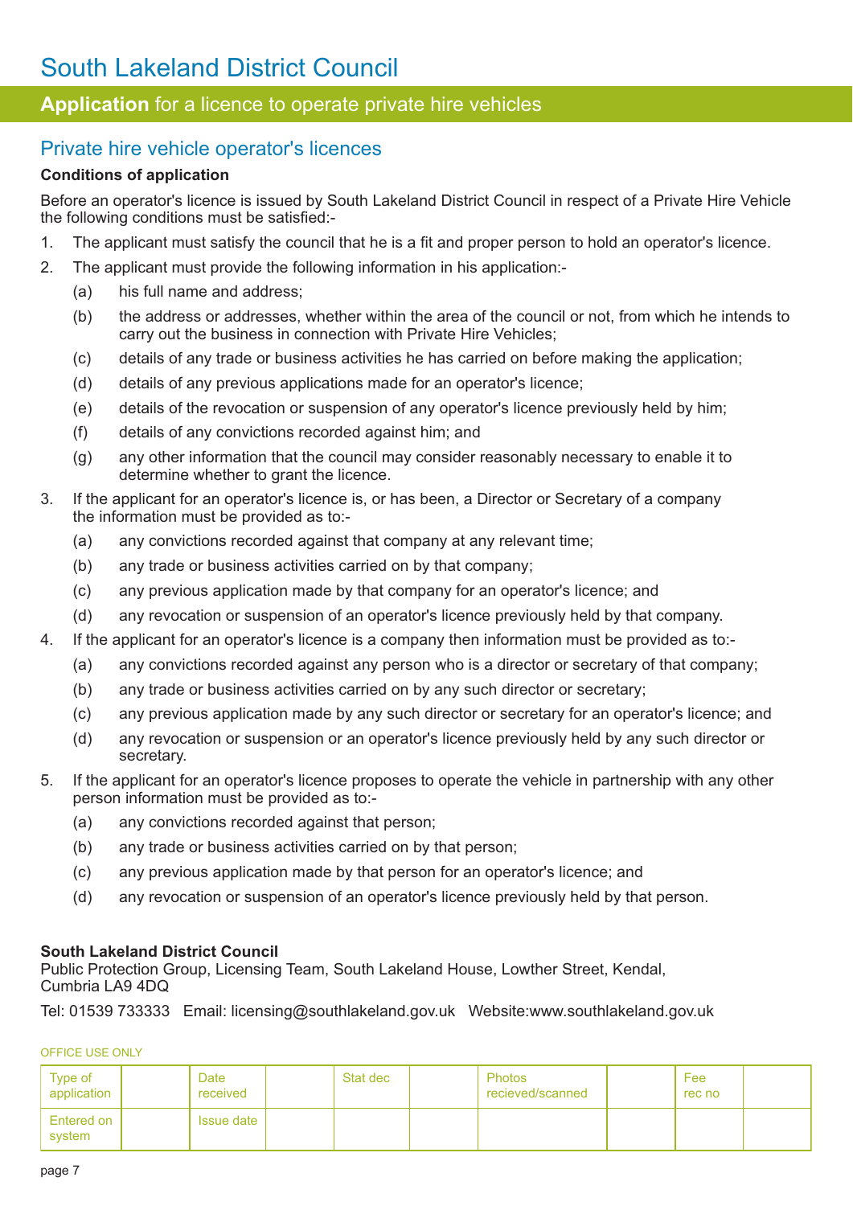# South Lakeland District Council

## **Application** for a licence to operate private hire vehicles

## Private hire vehicle operator's licences

**Conditions of application**

Before an operator's licence is issued by South Lakeland District Council in respect of a Private Hire Vehicle the following conditions must be satisfied:-

1. The applicant must satisfy the council that he is a fit and proper person to hold an operator's licence.
2. The applicant must provide the following information in his application:-
   - (a) his full name and address;
   - (b) the address or addresses, whether within the area of the council or not, from which he intends to carry out the business in connection with Private Hire Vehicles;
   - (c) details of any trade or business activities he has carried on before making the application;
   - (d) details of any previous applications made for an operator's licence;
   - (e) details of the revocation or suspension of any operator's licence previously held by him;
   - (f) details of any convictions recorded against him; and
   - (g) any other information that the council may consider reasonably necessary to enable it to determine whether to grant the licence.
3. If the applicant for an operator's licence is, or has been, a Director or Secretary of a company the information must be provided as to:-
   - (a) any convictions recorded against that company at any relevant time;
   - (b) any trade or business activities carried on by that company;
   - (c) any previous application made by that company for an operator's licence; and
   - (d) any revocation or suspension of an operator's licence previously held by that company.
4. If the applicant for an operator's licence is a company then information must be provided as to:-
   - (a) any convictions recorded against any person who is a director or secretary of that company;
   - (b) any trade or business activities carried on by any such director or secretary;
   - (c) any previous application made by any such director or secretary for an operator's licence; and
   - (d) any revocation or suspension or an operator's licence previously held by any such director or secretary.
5. If the applicant for an operator's licence proposes to operate the vehicle in partnership with any other person information must be provided as to:-
   - (a) any convictions recorded against that person;
   - (b) any trade or business activities carried on by that person;
   - (c) any previous application made by that person for an operator's licence; and
   - (d) any revocation or suspension of an operator's licence previously held by that person.

**South Lakeland District Council**
Public Protection Group, Licensing Team, South Lakeland House, Lowther Street, Kendal, Cumbria LA9 4DQ

Tel: 01539 733333 Email: licensing@southlakeland.gov.uk Website:www.southlakeland.gov.uk

OFFICE USE ONLY

| | | | | | | | | | |
|---|---|---|---|---|---|---|---|---|---|
| Type of application | | Date received | | Stat dec | | Photos recieved/scanned | | Fee rec no | |
| Entered on system | | Issue date | | | | | | | |